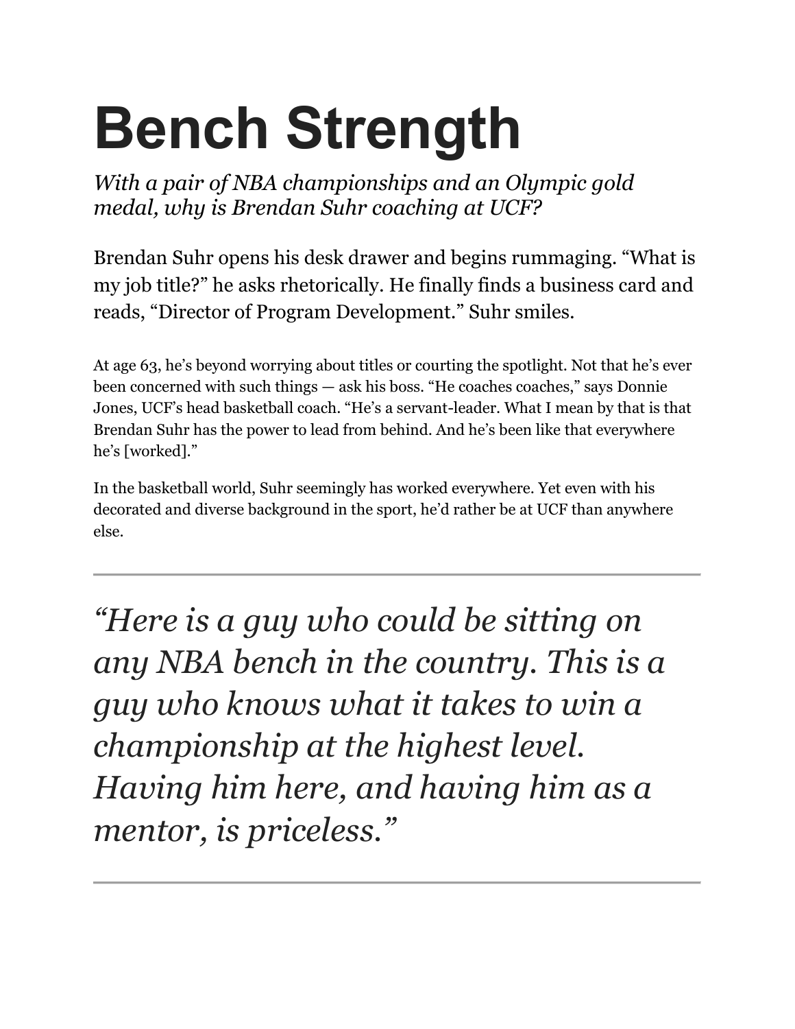# Bench Strength

*With a pair of NBA championships and an Olympic gold medal, why is Brendan Suhr coaching at UCF?*

Brendan Suhr opens his desk drawer and begins rummaging. "What is my job title?" he asks rhetorically. He finally finds a business card and reads, "Director of Program Development." Suhr smiles.

At age 63, he's beyond worrying about titles or courting the spotlight. Not that he's ever been concerned with such things — ask his boss. "He coaches coaches," says Donnie Jones, UCF's head basketball coach. "He's a servant-leader. What I mean by that is that Brendan Suhr has the power to lead from behind. And he's been like that everywhere he's [worked]."

In the basketball world, Suhr seemingly has worked everywhere. Yet even with his decorated and diverse background in the sport, he'd rather be at UCF than anywhere else.

---

> *"Here is a guy who could be sitting on any NBA bench in the country. This is a guy who knows what it takes to win a championship at the highest level. Having him here, and having him as a mentor, is priceless."*

---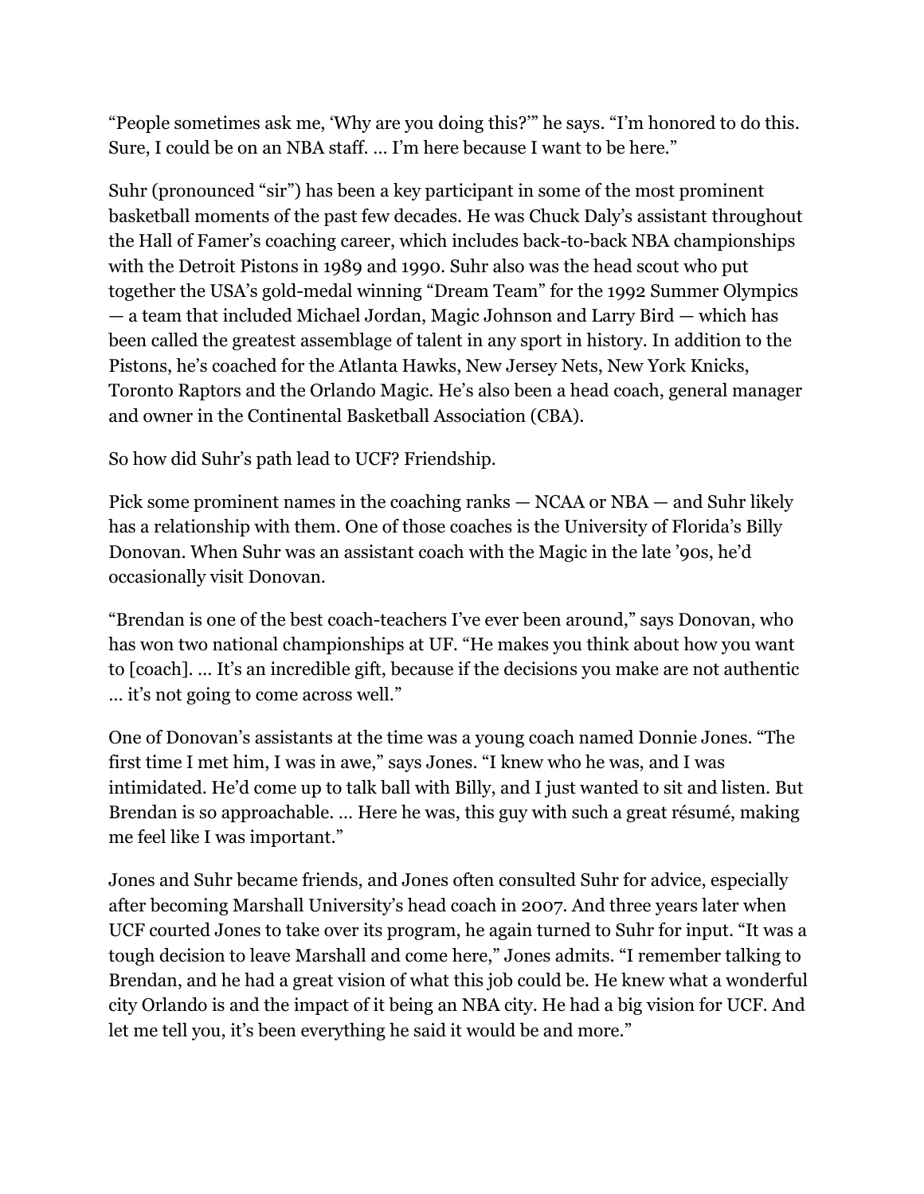"People sometimes ask me, 'Why are you doing this?'" he says. "I'm honored to do this. Sure, I could be on an NBA staff. … I'm here because I want to be here."

Suhr (pronounced "sir") has been a key participant in some of the most prominent basketball moments of the past few decades. He was Chuck Daly's assistant throughout the Hall of Famer's coaching career, which includes back-to-back NBA championships with the Detroit Pistons in 1989 and 1990. Suhr also was the head scout who put together the USA's gold-medal winning "Dream Team" for the 1992 Summer Olympics — a team that included Michael Jordan, Magic Johnson and Larry Bird — which has been called the greatest assemblage of talent in any sport in history. In addition to the Pistons, he's coached for the Atlanta Hawks, New Jersey Nets, New York Knicks, Toronto Raptors and the Orlando Magic. He's also been a head coach, general manager and owner in the Continental Basketball Association (CBA).

So how did Suhr's path lead to UCF? Friendship.

Pick some prominent names in the coaching ranks — NCAA or NBA — and Suhr likely has a relationship with them. One of those coaches is the University of Florida's Billy Donovan. When Suhr was an assistant coach with the Magic in the late '90s, he'd occasionally visit Donovan.

"Brendan is one of the best coach-teachers I've ever been around," says Donovan, who has won two national championships at UF. "He makes you think about how you want to [coach]. … It's an incredible gift, because if the decisions you make are not authentic … it's not going to come across well."

One of Donovan's assistants at the time was a young coach named Donnie Jones. "The first time I met him, I was in awe," says Jones. "I knew who he was, and I was intimidated. He'd come up to talk ball with Billy, and I just wanted to sit and listen. But Brendan is so approachable. … Here he was, this guy with such a great résumé, making me feel like I was important."

Jones and Suhr became friends, and Jones often consulted Suhr for advice, especially after becoming Marshall University's head coach in 2007. And three years later when UCF courted Jones to take over its program, he again turned to Suhr for input. "It was a tough decision to leave Marshall and come here," Jones admits. "I remember talking to Brendan, and he had a great vision of what this job could be. He knew what a wonderful city Orlando is and the impact of it being an NBA city. He had a big vision for UCF. And let me tell you, it's been everything he said it would be and more."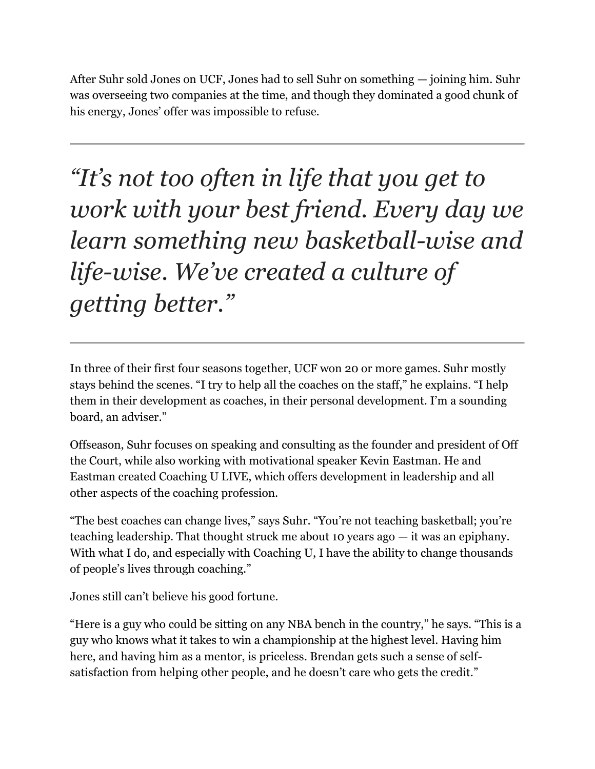After Suhr sold Jones on UCF, Jones had to sell Suhr on something — joining him. Suhr was overseeing two companies at the time, and though they dominated a good chunk of his energy, Jones' offer was impossible to refuse.

---

> *"It's not too often in life that you get to work with your best friend. Every day we learn something new basketball-wise and life-wise. We've created a culture of getting better."*

---

In three of their first four seasons together, UCF won 20 or more games. Suhr mostly stays behind the scenes. "I try to help all the coaches on the staff," he explains. "I help them in their development as coaches, in their personal development. I'm a sounding board, an adviser."

Offseason, Suhr focuses on speaking and consulting as the founder and president of Off the Court, while also working with motivational speaker Kevin Eastman. He and Eastman created Coaching U LIVE, which offers development in leadership and all other aspects of the coaching profession.

"The best coaches can change lives," says Suhr. "You're not teaching basketball; you're teaching leadership. That thought struck me about 10 years ago — it was an epiphany. With what I do, and especially with Coaching U, I have the ability to change thousands of people's lives through coaching."

Jones still can't believe his good fortune.

"Here is a guy who could be sitting on any NBA bench in the country," he says. "This is a guy who knows what it takes to win a championship at the highest level. Having him here, and having him as a mentor, is priceless. Brendan gets such a sense of self-satisfaction from helping other people, and he doesn't care who gets the credit."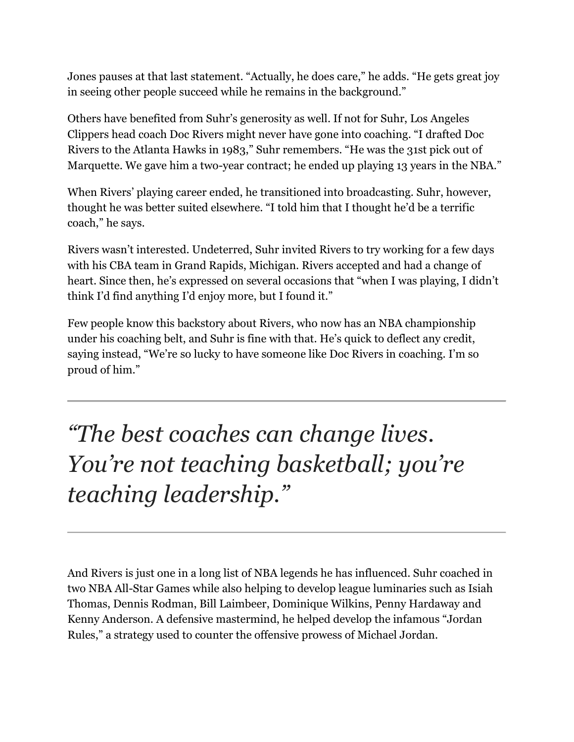Jones pauses at that last statement. “Actually, he does care,” he adds. “He gets great joy in seeing other people succeed while he remains in the background.”

Others have benefited from Suhr’s generosity as well. If not for Suhr, Los Angeles Clippers head coach Doc Rivers might never have gone into coaching. “I drafted Doc Rivers to the Atlanta Hawks in 1983,” Suhr remembers. “He was the 31st pick out of Marquette. We gave him a two-year contract; he ended up playing 13 years in the NBA.”

When Rivers’ playing career ended, he transitioned into broadcasting. Suhr, however, thought he was better suited elsewhere. “I told him that I thought he’d be a terrific coach,” he says.

Rivers wasn’t interested. Undeterred, Suhr invited Rivers to try working for a few days with his CBA team in Grand Rapids, Michigan. Rivers accepted and had a change of heart. Since then, he’s expressed on several occasions that “when I was playing, I didn’t think I’d find anything I’d enjoy more, but I found it.”

Few people know this backstory about Rivers, who now has an NBA championship under his coaching belt, and Suhr is fine with that. He’s quick to deflect any credit, saying instead, “We’re so lucky to have someone like Doc Rivers in coaching. I’m so proud of him.”

---

> *“The best coaches can change lives. You’re not teaching basketball; you’re teaching leadership.”*

---

And Rivers is just one in a long list of NBA legends he has influenced. Suhr coached in two NBA All-Star Games while also helping to develop league luminaries such as Isiah Thomas, Dennis Rodman, Bill Laimbeer, Dominique Wilkins, Penny Hardaway and Kenny Anderson. A defensive mastermind, he helped develop the infamous “Jordan Rules,” a strategy used to counter the offensive prowess of Michael Jordan.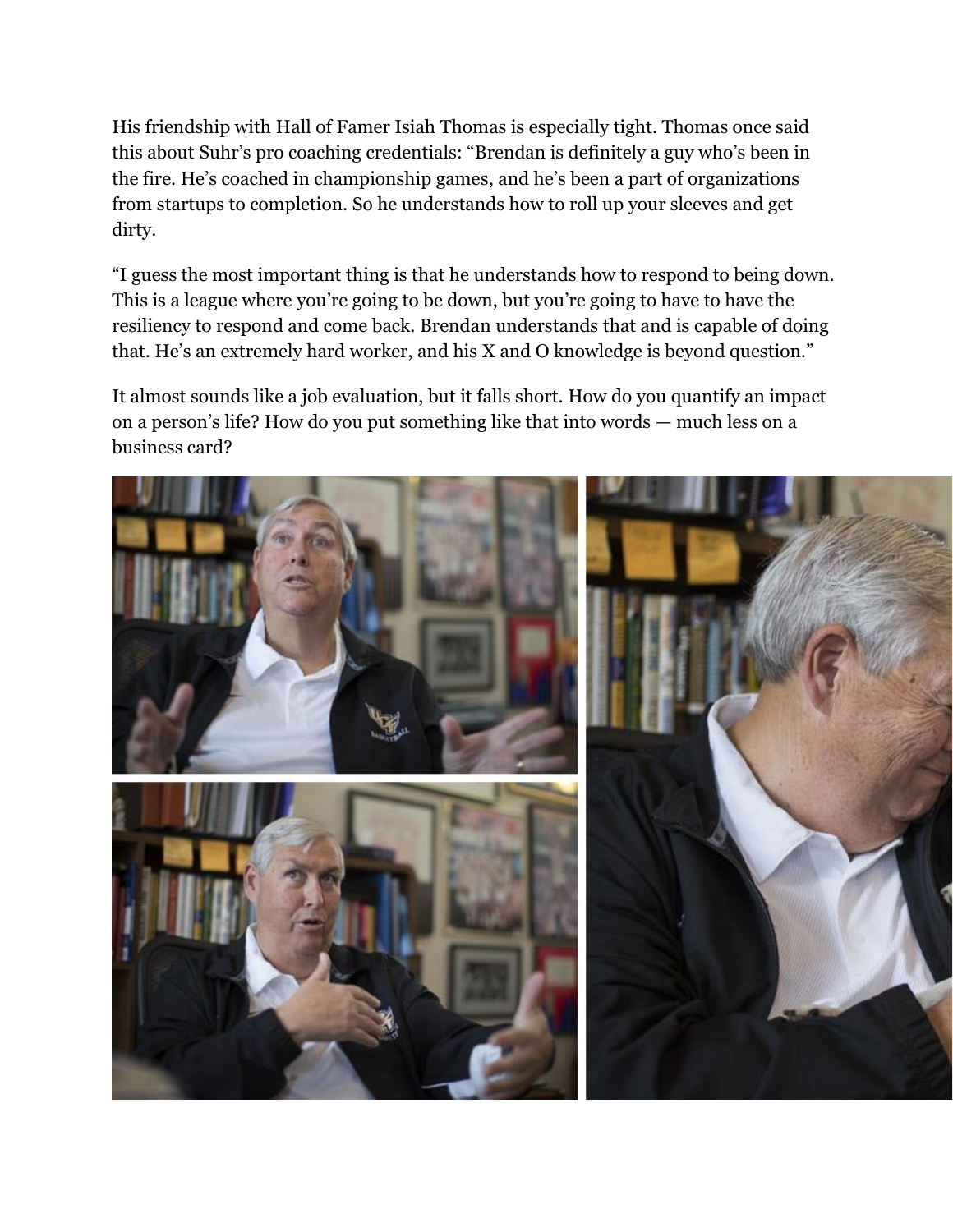His friendship with Hall of Famer Isiah Thomas is especially tight. Thomas once said this about Suhr's pro coaching credentials: "Brendan is definitely a guy who's been in the fire. He's coached in championship games, and he's been a part of organizations from startups to completion. So he understands how to roll up your sleeves and get dirty.

"I guess the most important thing is that he understands how to respond to being down. This is a league where you're going to be down, but you're going to have to have the resiliency to respond and come back. Brendan understands that and is capable of doing that. He's an extremely hard worker, and his X and O knowledge is beyond question."

It almost sounds like a job evaluation, but it falls short. How do you quantify an impact on a person's life? How do you put something like that into words — much less on a business card?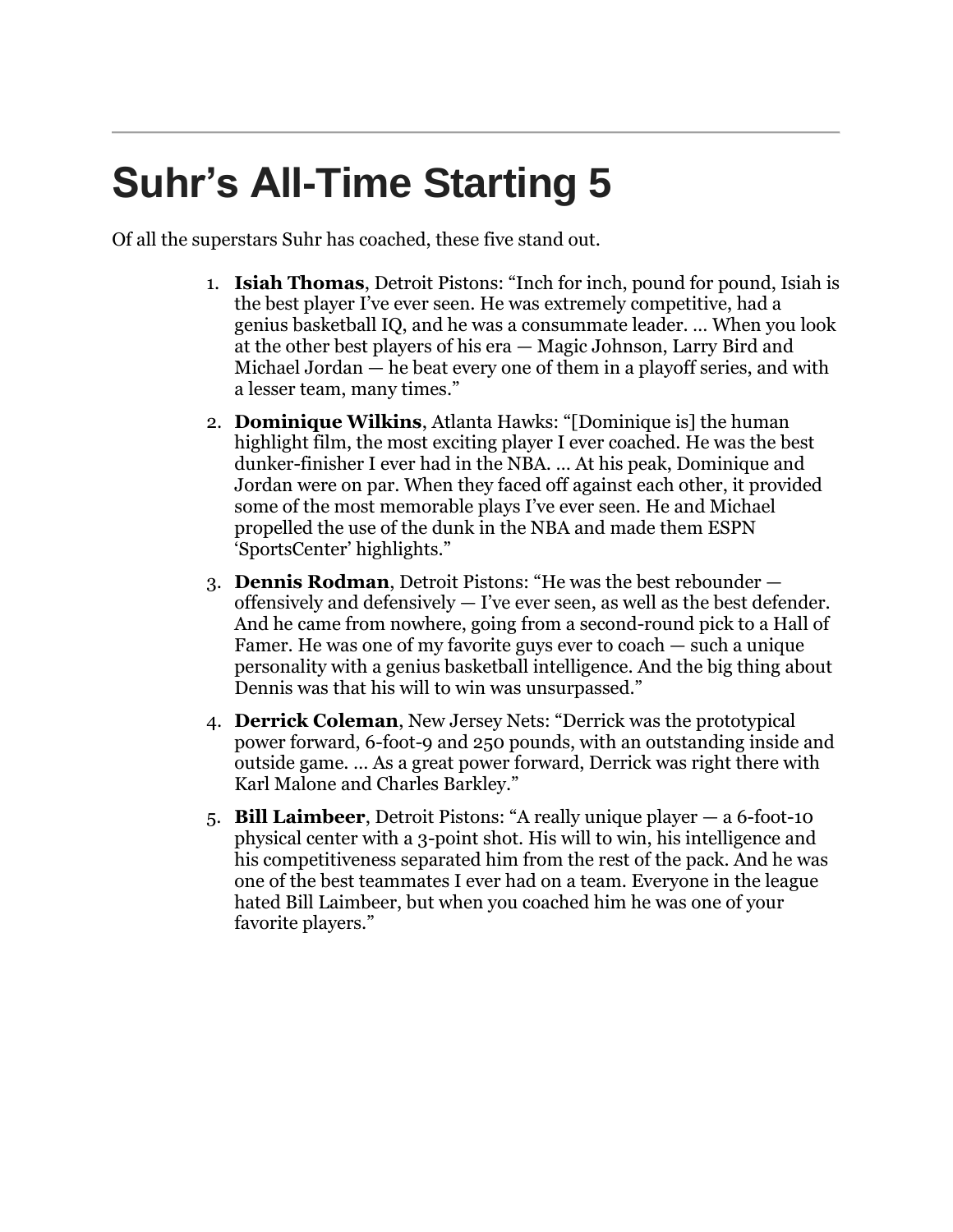---

# Suhr's All-Time Starting 5

Of all the superstars Suhr has coached, these five stand out.

1. **Isiah Thomas**, Detroit Pistons: "Inch for inch, pound for pound, Isiah is the best player I've ever seen. He was extremely competitive, had a genius basketball IQ, and he was a consummate leader. … When you look at the other best players of his era — Magic Johnson, Larry Bird and Michael Jordan — he beat every one of them in a playoff series, and with a lesser team, many times."
2. **Dominique Wilkins**, Atlanta Hawks: "[Dominique is] the human highlight film, the most exciting player I ever coached. He was the best dunker-finisher I ever had in the NBA. … At his peak, Dominique and Jordan were on par. When they faced off against each other, it provided some of the most memorable plays I've ever seen. He and Michael propelled the use of the dunk in the NBA and made them ESPN 'SportsCenter' highlights."
3. **Dennis Rodman**, Detroit Pistons: "He was the best rebounder — offensively and defensively — I've ever seen, as well as the best defender. And he came from nowhere, going from a second-round pick to a Hall of Famer. He was one of my favorite guys ever to coach — such a unique personality with a genius basketball intelligence. And the big thing about Dennis was that his will to win was unsurpassed."
4. **Derrick Coleman**, New Jersey Nets: "Derrick was the prototypical power forward, 6-foot-9 and 250 pounds, with an outstanding inside and outside game. … As a great power forward, Derrick was right there with Karl Malone and Charles Barkley."
5. **Bill Laimbeer**, Detroit Pistons: "A really unique player — a 6-foot-10 physical center with a 3-point shot. His will to win, his intelligence and his competitiveness separated him from the rest of the pack. And he was one of the best teammates I ever had on a team. Everyone in the league hated Bill Laimbeer, but when you coached him he was one of your favorite players."